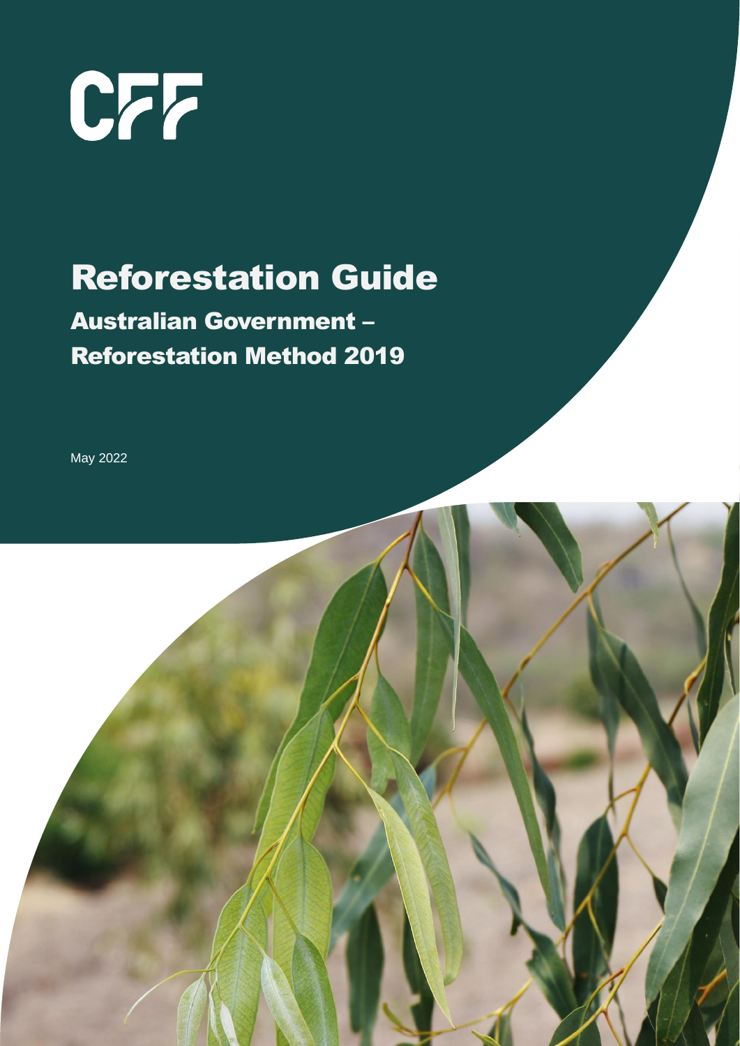CFF

# Reforestation Guide

## Australian Government – Reforestation Method 2019

May 2022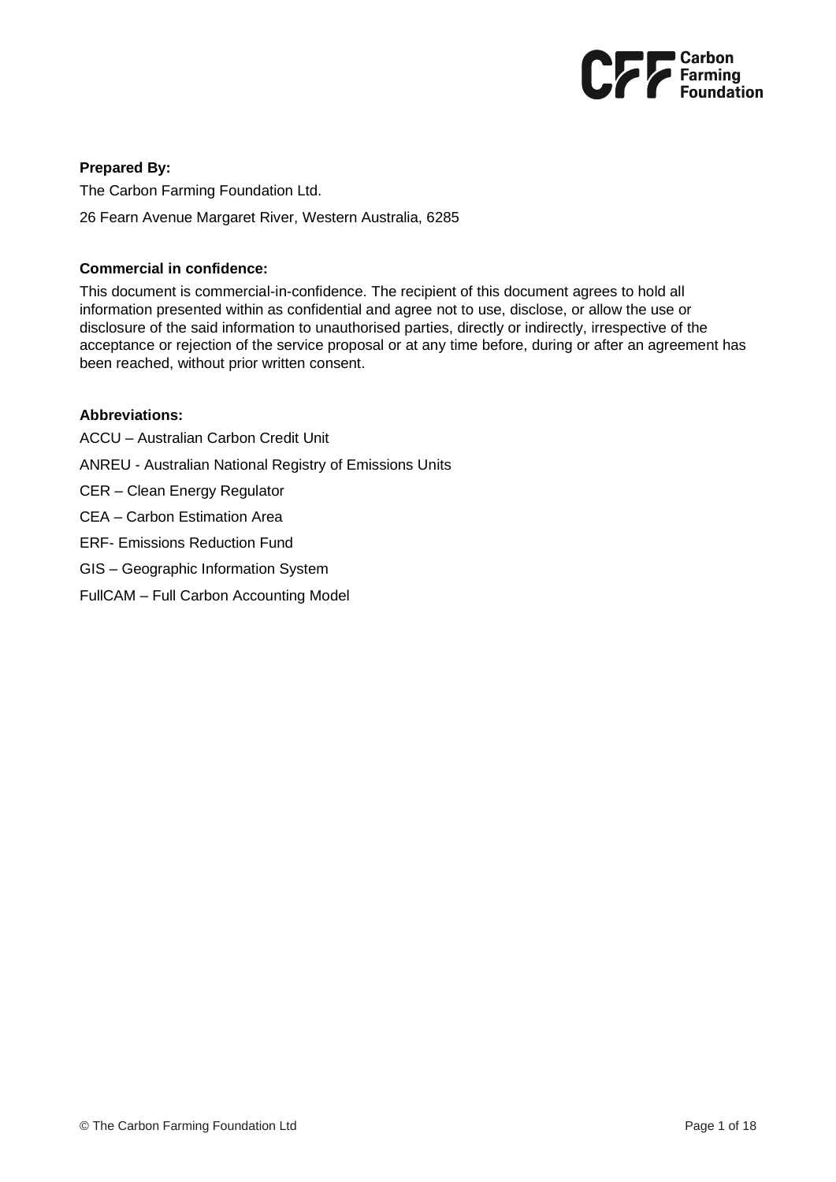**Prepared By:**

The Carbon Farming Foundation Ltd.

26 Fearn Avenue Margaret River, Western Australia, 6285

**Commercial in confidence:**

This document is commercial-in-confidence. The recipient of this document agrees to hold all information presented within as confidential and agree not to use, disclose, or allow the use or disclosure of the said information to unauthorised parties, directly or indirectly, irrespective of the acceptance or rejection of the service proposal or at any time before, during or after an agreement has been reached, without prior written consent.

**Abbreviations:**

ACCU – Australian Carbon Credit Unit

ANREU - Australian National Registry of Emissions Units

CER – Clean Energy Regulator

CEA – Carbon Estimation Area

ERF- Emissions Reduction Fund

GIS – Geographic Information System

FullCAM – Full Carbon Accounting Model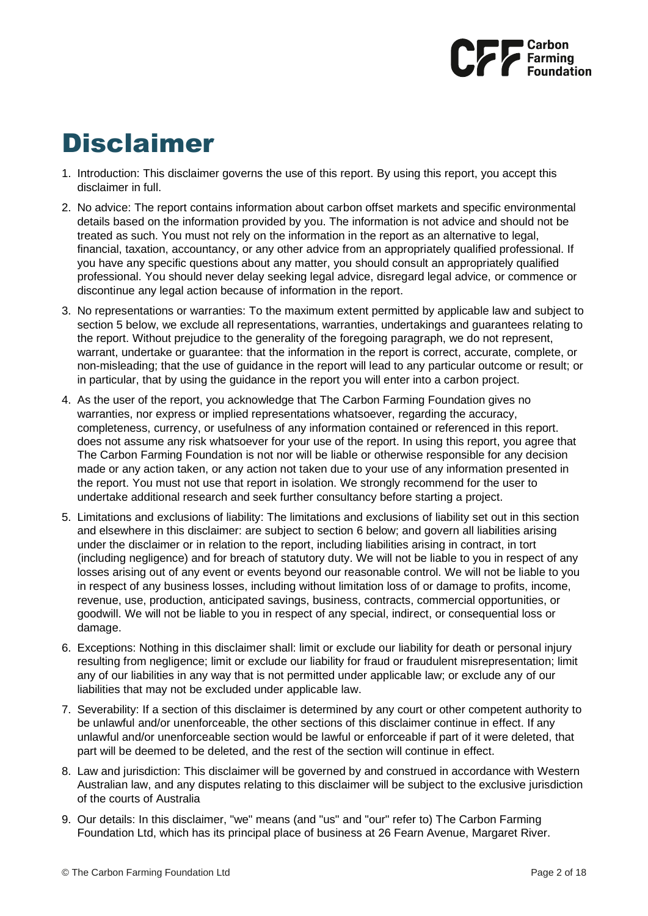# Disclaimer

1. Introduction: This disclaimer governs the use of this report. By using this report, you accept this disclaimer in full.
2. No advice: The report contains information about carbon offset markets and specific environmental details based on the information provided by you. The information is not advice and should not be treated as such. You must not rely on the information in the report as an alternative to legal, financial, taxation, accountancy, or any other advice from an appropriately qualified professional. If you have any specific questions about any matter, you should consult an appropriately qualified professional. You should never delay seeking legal advice, disregard legal advice, or commence or discontinue any legal action because of information in the report.
3. No representations or warranties: To the maximum extent permitted by applicable law and subject to section 5 below, we exclude all representations, warranties, undertakings and guarantees relating to the report. Without prejudice to the generality of the foregoing paragraph, we do not represent, warrant, undertake or guarantee: that the information in the report is correct, accurate, complete, or non-misleading; that the use of guidance in the report will lead to any particular outcome or result; or in particular, that by using the guidance in the report you will enter into a carbon project.
4. As the user of the report, you acknowledge that The Carbon Farming Foundation gives no warranties, nor express or implied representations whatsoever, regarding the accuracy, completeness, currency, or usefulness of any information contained or referenced in this report. does not assume any risk whatsoever for your use of the report. In using this report, you agree that The Carbon Farming Foundation is not nor will be liable or otherwise responsible for any decision made or any action taken, or any action not taken due to your use of any information presented in the report. You must not use that report in isolation. We strongly recommend for the user to undertake additional research and seek further consultancy before starting a project.
5. Limitations and exclusions of liability: The limitations and exclusions of liability set out in this section and elsewhere in this disclaimer: are subject to section 6 below; and govern all liabilities arising under the disclaimer or in relation to the report, including liabilities arising in contract, in tort (including negligence) and for breach of statutory duty. We will not be liable to you in respect of any losses arising out of any event or events beyond our reasonable control. We will not be liable to you in respect of any business losses, including without limitation loss of or damage to profits, income, revenue, use, production, anticipated savings, business, contracts, commercial opportunities, or goodwill. We will not be liable to you in respect of any special, indirect, or consequential loss or damage.
6. Exceptions: Nothing in this disclaimer shall: limit or exclude our liability for death or personal injury resulting from negligence; limit or exclude our liability for fraud or fraudulent misrepresentation; limit any of our liabilities in any way that is not permitted under applicable law; or exclude any of our liabilities that may not be excluded under applicable law.
7. Severability: If a section of this disclaimer is determined by any court or other competent authority to be unlawful and/or unenforceable, the other sections of this disclaimer continue in effect. If any unlawful and/or unenforceable section would be lawful or enforceable if part of it were deleted, that part will be deemed to be deleted, and the rest of the section will continue in effect.
8. Law and jurisdiction: This disclaimer will be governed by and construed in accordance with Western Australian law, and any disputes relating to this disclaimer will be subject to the exclusive jurisdiction of the courts of Australia
9. Our details: In this disclaimer, "we" means (and "us" and "our" refer to) The Carbon Farming Foundation Ltd, which has its principal place of business at 26 Fearn Avenue, Margaret River.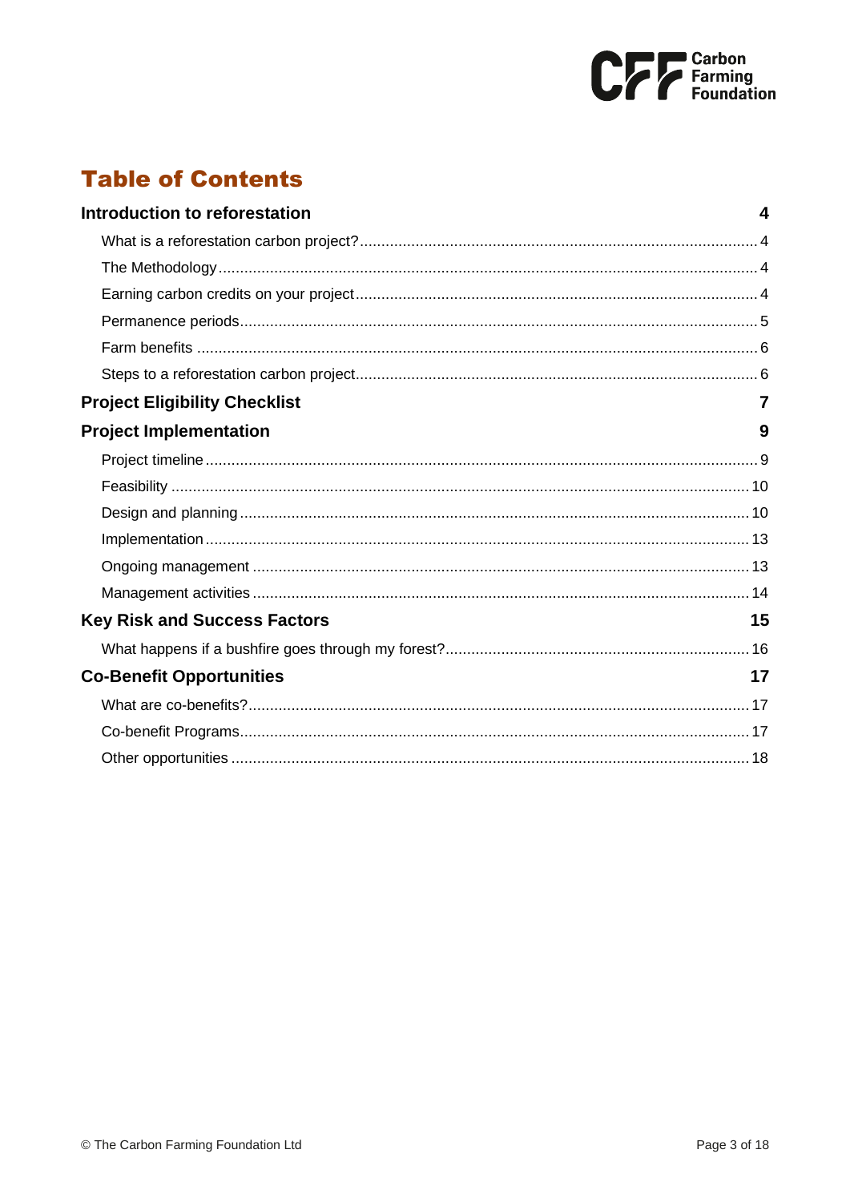# Table of Contents

**Introduction to reforestation** **4**

- What is a reforestation carbon project? 4
- The Methodology 4
- Earning carbon credits on your project 4
- Permanence periods 5
- Farm benefits 6
- Steps to a reforestation carbon project 6

**Project Eligibility Checklist** **7**

**Project Implementation** **9**

- Project timeline 9
- Feasibility 10
- Design and planning 10
- Implementation 13
- Ongoing management 13
- Management activities 14

**Key Risk and Success Factors** **15**

- What happens if a bushfire goes through my forest? 16

**Co-Benefit Opportunities** **17**

- What are co-benefits? 17
- Co-benefit Programs 17
- Other opportunities 18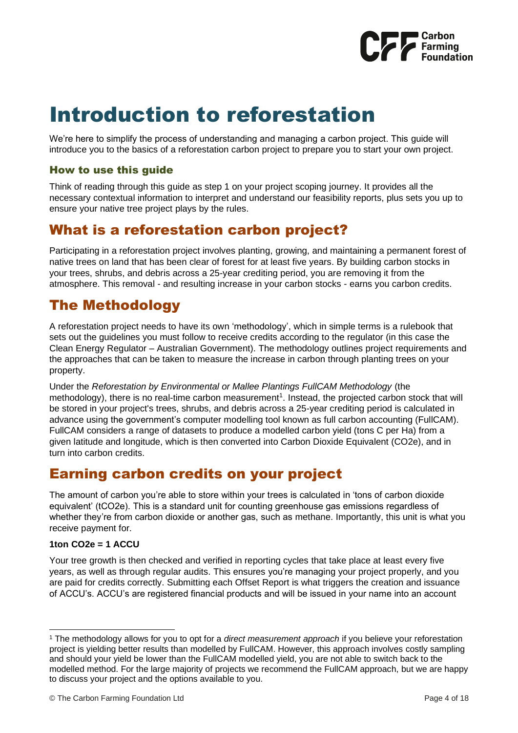// Introduction to reforestation

# Introduction to reforestation

We're here to simplify the process of understanding and managing a carbon project. This guide will introduce you to the basics of a reforestation carbon project to prepare you to start your own project.

### How to use this guide

Think of reading through this guide as step 1 on your project scoping journey. It provides all the necessary contextual information to interpret and understand our feasibility reports, plus sets you up to ensure your native tree project plays by the rules.

## What is a reforestation carbon project?

Participating in a reforestation project involves planting, growing, and maintaining a permanent forest of native trees on land that has been clear of forest for at least five years. By building carbon stocks in your trees, shrubs, and debris across a 25-year crediting period, you are removing it from the atmosphere. This removal - and resulting increase in your carbon stocks - earns you carbon credits.

## The Methodology

A reforestation project needs to have its own 'methodology', which in simple terms is a rulebook that sets out the guidelines you must follow to receive credits according to the regulator (in this case the Clean Energy Regulator – Australian Government). The methodology outlines project requirements and the approaches that can be taken to measure the increase in carbon through planting trees on your property.

Under the *Reforestation by Environmental or Mallee Plantings FullCAM Methodology* (the methodology), there is no real-time carbon measurement[1]. Instead, the projected carbon stock that will be stored in your project's trees, shrubs, and debris across a 25-year crediting period is calculated in advance using the government's computer modelling tool known as full carbon accounting (FullCAM). FullCAM considers a range of datasets to produce a modelled carbon yield (tons C per Ha) from a given latitude and longitude, which is then converted into Carbon Dioxide Equivalent ($CO_2e$), and in turn into carbon credits.

## Earning carbon credits on your project

The amount of carbon you're able to store within your trees is calculated in 'tons of carbon dioxide equivalent' ($tCO_2e$). This is a standard unit for counting greenhouse gas emissions regardless of whether they're from carbon dioxide or another gas, such as methane. Importantly, this unit is what you receive payment for.

**1ton $CO_2e$ = 1 ACCU**

Your tree growth is then checked and verified in reporting cycles that take place at least every five years, as well as through regular audits. This ensures you're managing your project properly, and you are paid for credits correctly. Submitting each Offset Report is what triggers the creation and issuance of ACCU's. ACCU's are registered financial products and will be issued in your name into an account

[1] The methodology allows for you to opt for a *direct measurement approach* if you believe your reforestation project is yielding better results than modelled by FullCAM. However, this approach involves costly sampling and should your yield be lower than the FullCAM modelled yield, you are not able to switch back to the modelled method. For the large majority of projects we recommend the FullCAM approach, but we are happy to discuss your project and the options available to you.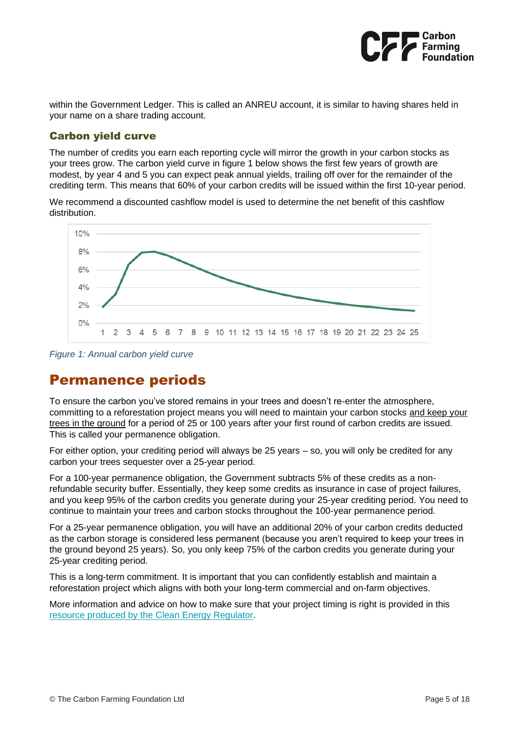within the Government Ledger. This is called an ANREU account, it is similar to having shares held in your name on a share trading account.

### Carbon yield curve

The number of credits you earn each reporting cycle will mirror the growth in your carbon stocks as your trees grow. The carbon yield curve in figure 1 below shows the first few years of growth are modest, by year 4 and 5 you can expect peak annual yields, trailing off over for the remainder of the crediting term. This means that 60% of your carbon credits will be issued within the first 10-year period.

We recommend a discounted cashflow model is used to determine the net benefit of this cashflow distribution.

*Figure 1: Annual carbon yield curve*

## Permanence periods

To ensure the carbon you've stored remains in your trees and doesn't re-enter the atmosphere, committing to a reforestation project means you will need to maintain your carbon stocks and keep your trees in the ground for a period of 25 or 100 years after your first round of carbon credits are issued. This is called your permanence obligation.

For either option, your crediting period will always be 25 years – so, you will only be credited for any carbon your trees sequester over a 25-year period.

For a 100-year permanence obligation, the Government subtracts 5% of these credits as a non-refundable security buffer. Essentially, they keep some credits as insurance in case of project failures, and you keep 95% of the carbon credits you generate during your 25-year crediting period. You need to continue to maintain your trees and carbon stocks throughout the 100-year permanence period.

For a 25-year permanence obligation, you will have an additional 20% of your carbon credits deducted as the carbon storage is considered less permanent (because you aren't required to keep your trees in the ground beyond 25 years). So, you only keep 75% of the carbon credits you generate during your 25-year crediting period.

This is a long-term commitment. It is important that you can confidently establish and maintain a reforestation project which aligns with both your long-term commercial and on-farm objectives.

More information and advice on how to make sure that your project timing is right is provided in this resource produced by the Clean Energy Regulator.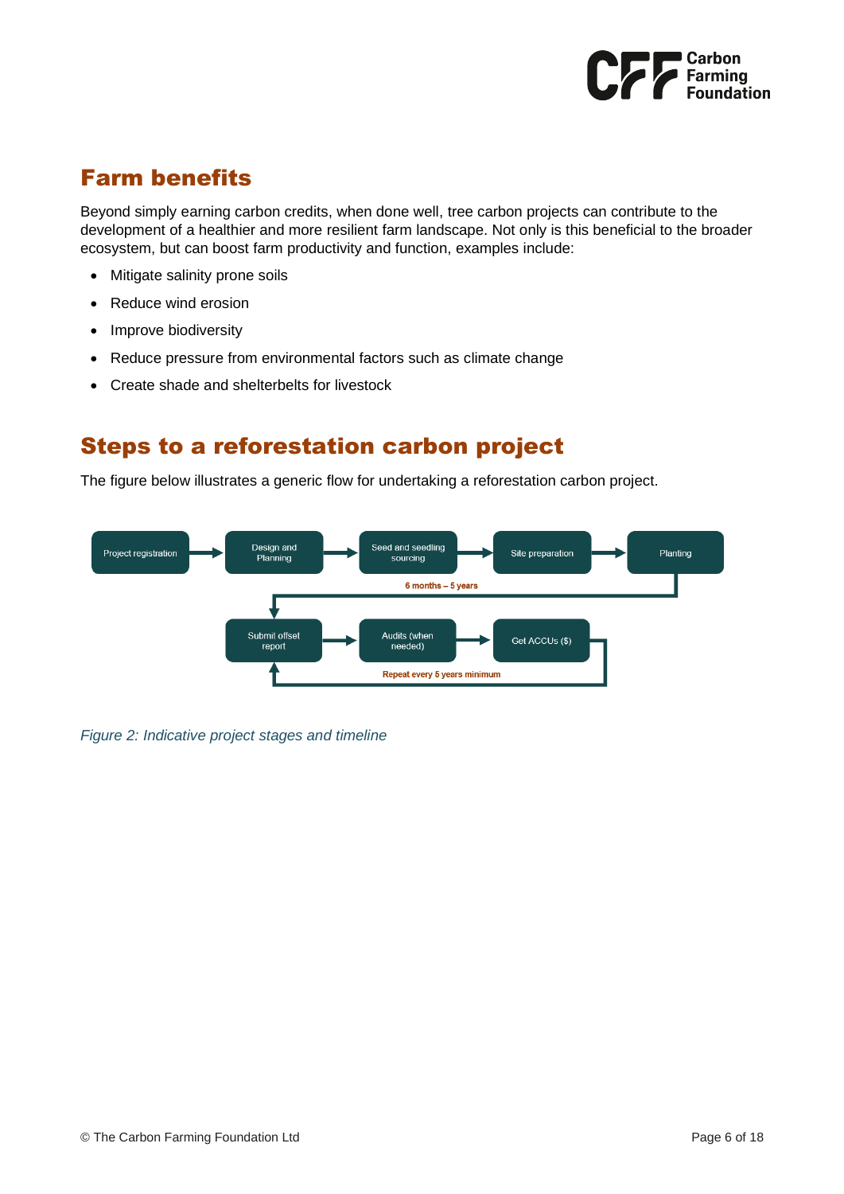## Farm benefits

Beyond simply earning carbon credits, when done well, tree carbon projects can contribute to the development of a healthier and more resilient farm landscape. Not only is this beneficial to the broader ecosystem, but can boost farm productivity and function, examples include:

- Mitigate salinity prone soils
- Reduce wind erosion
- Improve biodiversity
- Reduce pressure from environmental factors such as climate change
- Create shade and shelterbelts for livestock

## Steps to a reforestation carbon project

The figure below illustrates a generic flow for undertaking a reforestation carbon project.

Project registration → Design and Planning → Seed and seedling sourcing → Site preparation → Planting

6 months – 5 years

Submit offset report → Audits (when needed) → Get ACCUs ($)

Repeat every 5 years minimum

*Figure 2: Indicative project stages and timeline*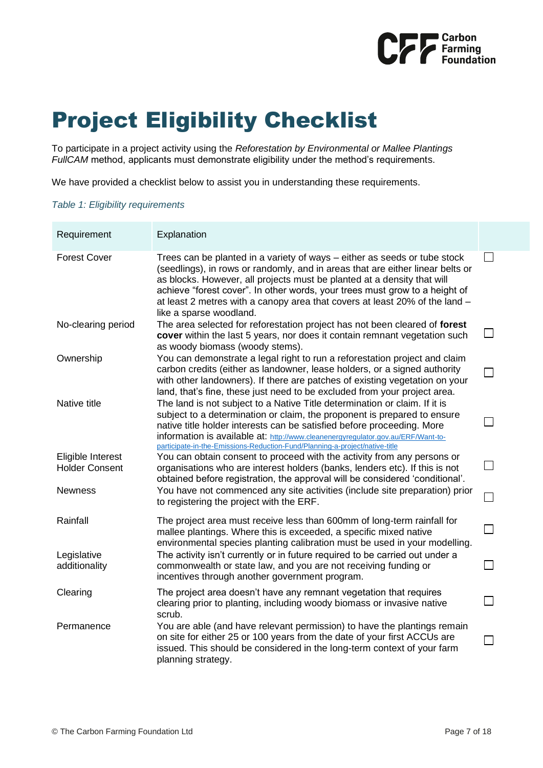# Project Eligibility Checklist

To participate in a project activity using the *Reforestation by Environmental or Mallee Plantings FullCAM* method, applicants must demonstrate eligibility under the method's requirements.

We have provided a checklist below to assist you in understanding these requirements.

*Table 1: Eligibility requirements*

| Requirement | Explanation | |
|---|---|---|
| Forest Cover | Trees can be planted in a variety of ways – either as seeds or tube stock (seedlings), in rows or randomly, and in areas that are either linear belts or as blocks. However, all projects must be planted at a density that will achieve "forest cover". In other words, your trees must grow to a height of at least 2 metres with a canopy area that covers at least 20% of the land – like a sparse woodland. | ☐ |
| No-clearing period | The area selected for reforestation project has not been cleared of **forest cover** within the last 5 years, nor does it contain remnant vegetation such as woody biomass (woody stems). | ☐ |
| Ownership | You can demonstrate a legal right to run a reforestation project and claim carbon credits (either as landowner, lease holders, or a signed authority with other landowners). If there are patches of existing vegetation on your land, that's fine, these just need to be excluded from your project area. | ☐ |
| Native title | The land is not subject to a Native Title determination or claim. If it is subject to a determination or claim, the proponent is prepared to ensure native title holder interests can be satisfied before proceeding. More information is available at: http://www.cleanenergyregulator.gov.au/ERF/Want-to-participate-in-the-Emissions-Reduction-Fund/Planning-a-project/native-title | ☐ |
| Eligible Interest Holder Consent | You can obtain consent to proceed with the activity from any persons or organisations who are interest holders (banks, lenders etc). If this is not obtained before registration, the approval will be considered 'conditional'. | ☐ |
| Newness | You have not commenced any site activities (include site preparation) prior to registering the project with the ERF. | ☐ |
| Rainfall | The project area must receive less than 600mm of long-term rainfall for mallee plantings. Where this is exceeded, a specific mixed native environmental species planting calibration must be used in your modelling. | ☐ |
| Legislative additionality | The activity isn't currently or in future required to be carried out under a commonwealth or state law, and you are not receiving funding or incentives through another government program. | ☐ |
| Clearing | The project area doesn't have any remnant vegetation that requires clearing prior to planting, including woody biomass or invasive native scrub. | ☐ |
| Permanence | You are able (and have relevant permission) to have the plantings remain on site for either 25 or 100 years from the date of your first ACCUs are issued. This should be considered in the long-term context of your farm planning strategy. | ☐ |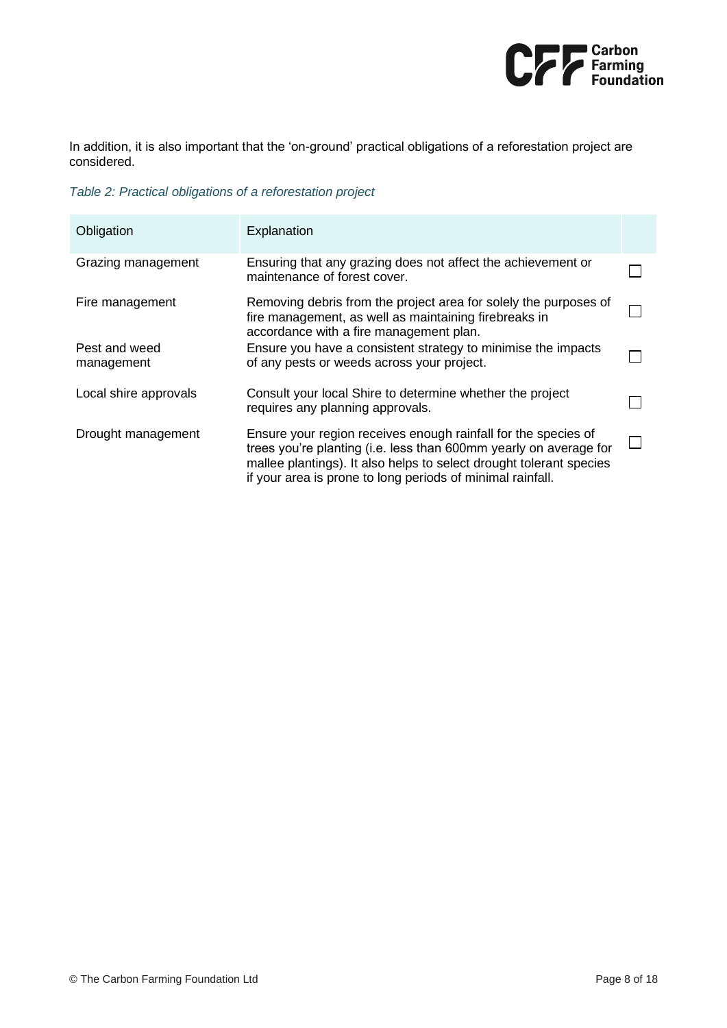In addition, it is also important that the 'on-ground' practical obligations of a reforestation project are considered.

*Table 2: Practical obligations of a reforestation project*

| Obligation | Explanation | |
|---|---|---|
| Grazing management | Ensuring that any grazing does not affect the achievement or maintenance of forest cover. | ☐ |
| Fire management | Removing debris from the project area for solely the purposes of fire management, as well as maintaining firebreaks in accordance with a fire management plan. | ☐ |
| Pest and weed management | Ensure you have a consistent strategy to minimise the impacts of any pests or weeds across your project. | ☐ |
| Local shire approvals | Consult your local Shire to determine whether the project requires any planning approvals. | ☐ |
| Drought management | Ensure your region receives enough rainfall for the species of trees you're planting (i.e. less than 600mm yearly on average for mallee plantings). It also helps to select drought tolerant species if your area is prone to long periods of minimal rainfall. | ☐ |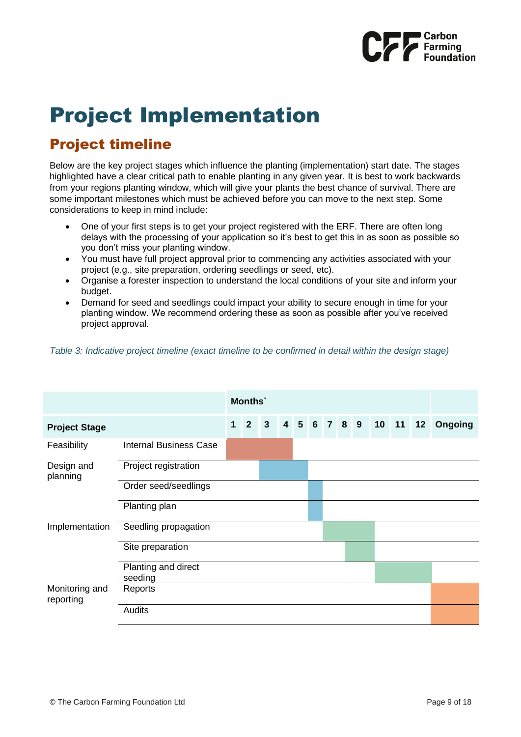# Project Implementation

## Project timeline

Below are the key project stages which influence the planting (implementation) start date. The stages highlighted have a clear critical path to enable planting in any given year. It is best to work backwards from your regions planting window, which will give your plants the best chance of survival. There are some important milestones which must be achieved before you can move to the next step. Some considerations to keep in mind include:

- One of your first steps is to get your project registered with the ERF. There are often long delays with the processing of your application so it's best to get this in as soon as possible so you don't miss your planting window.
- You must have full project approval prior to commencing any activities associated with your project (e.g., site preparation, ordering seedlings or seed, etc).
- Organise a forester inspection to understand the local conditions of your site and inform your budget.
- Demand for seed and seedlings could impact your ability to secure enough in time for your planting window. We recommend ordering these as soon as possible after you've received project approval.

*Table 3: Indicative project timeline (exact timeline to be confirmed in detail within the design stage)*

| | | Months` | | | | | | | | | | | | |
|---|---|---|---|---|---|---|---|---|---|---|---|---|---|---|
| **Project Stage** | | **1** | **2** | **3** | **4** | **5** | **6** | **7** | **8** | **9** | **10** | **11** | **12** | **Ongoing** |
| Feasibility | Internal Business Case | ■ | ■ | ■ | ■ | | | | | | | | | |
| Design and planning | Project registration | | | ■ | ■ | ■ | | | | | | | | |
| | Order seed/seedlings | | | | | | ■ | | | | | | | |
| | Planting plan | | | | | | ■ | | | | | | | |
| Implementation | Seedling propagation | | | | | | | ■ | ■ | ■ | | | | |
| | Site preparation | | | | | | | | ■ | ■ | | | | |
| | Planting and direct seeding | | | | | | | | | | ■ | ■ | ■ | |
| Monitoring and reporting | Reports | | | | | | | | | | | | | ■ |
| | Audits | | | | | | | | | | | | | ■ |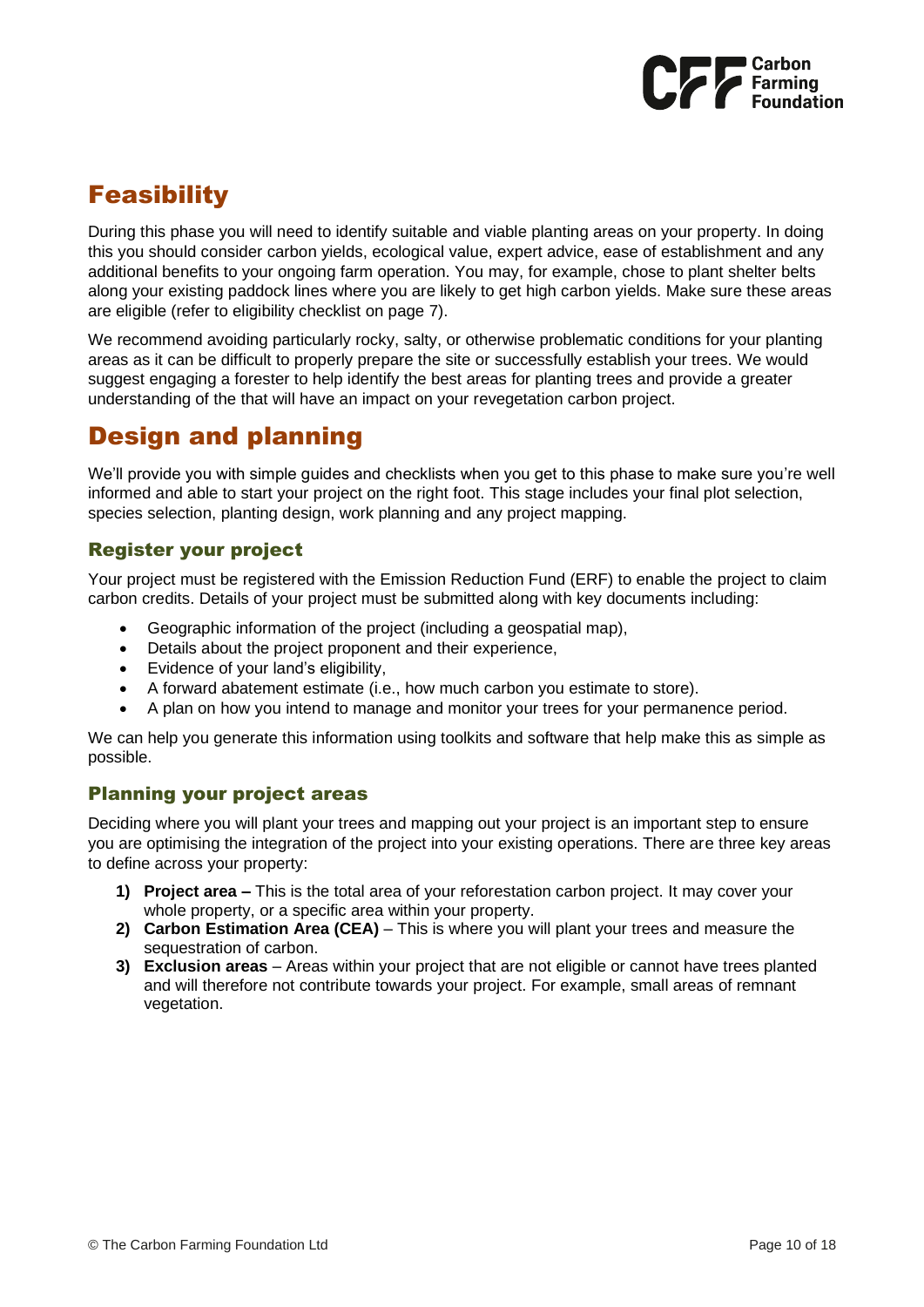## Feasibility

During this phase you will need to identify suitable and viable planting areas on your property. In doing this you should consider carbon yields, ecological value, expert advice, ease of establishment and any additional benefits to your ongoing farm operation. You may, for example, chose to plant shelter belts along your existing paddock lines where you are likely to get high carbon yields. Make sure these areas are eligible (refer to eligibility checklist on page 7).

We recommend avoiding particularly rocky, salty, or otherwise problematic conditions for your planting areas as it can be difficult to properly prepare the site or successfully establish your trees. We would suggest engaging a forester to help identify the best areas for planting trees and provide a greater understanding of the that will have an impact on your revegetation carbon project.

## Design and planning

We'll provide you with simple guides and checklists when you get to this phase to make sure you're well informed and able to start your project on the right foot. This stage includes your final plot selection, species selection, planting design, work planning and any project mapping.

### Register your project

Your project must be registered with the Emission Reduction Fund (ERF) to enable the project to claim carbon credits. Details of your project must be submitted along with key documents including:

- Geographic information of the project (including a geospatial map),
- Details about the project proponent and their experience,
- Evidence of your land's eligibility,
- A forward abatement estimate (i.e., how much carbon you estimate to store).
- A plan on how you intend to manage and monitor your trees for your permanence period.

We can help you generate this information using toolkits and software that help make this as simple as possible.

### Planning your project areas

Deciding where you will plant your trees and mapping out your project is an important step to ensure you are optimising the integration of the project into your existing operations. There are three key areas to define across your property:

1) **Project area –** This is the total area of your reforestation carbon project. It may cover your whole property, or a specific area within your property.
2) **Carbon Estimation Area (CEA)** – This is where you will plant your trees and measure the sequestration of carbon.
3) **Exclusion areas** – Areas within your project that are not eligible or cannot have trees planted and will therefore not contribute towards your project. For example, small areas of remnant vegetation.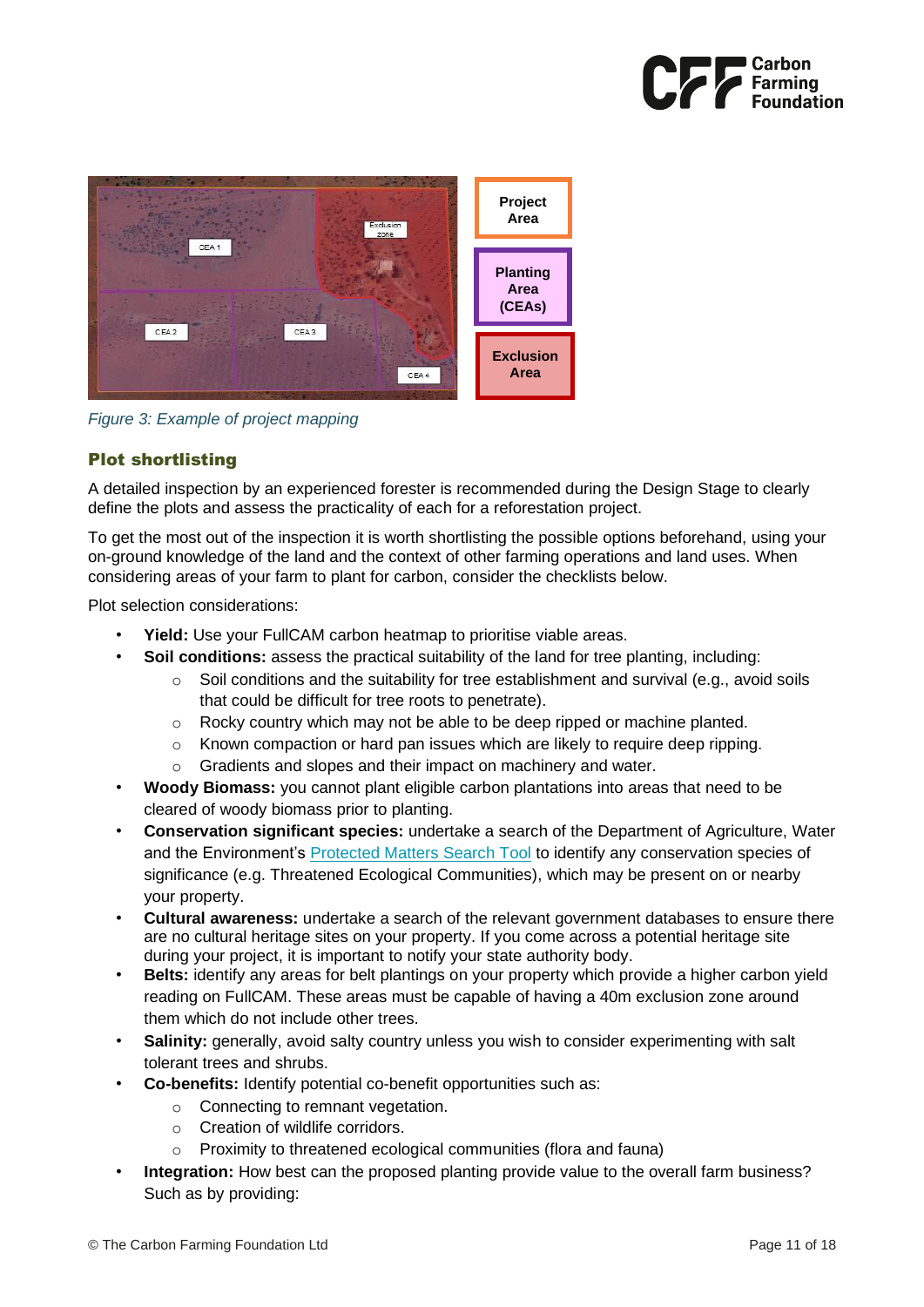*Figure 3: Example of project mapping*

## Plot shortlisting

A detailed inspection by an experienced forester is recommended during the Design Stage to clearly define the plots and assess the practicality of each for a reforestation project.

To get the most out of the inspection it is worth shortlisting the possible options beforehand, using your on-ground knowledge of the land and the context of other farming operations and land uses. When considering areas of your farm to plant for carbon, consider the checklists below.

Plot selection considerations:

- **Yield:** Use your FullCAM carbon heatmap to prioritise viable areas.
- **Soil conditions:** assess the practical suitability of the land for tree planting, including:
    - Soil conditions and the suitability for tree establishment and survival (e.g., avoid soils that could be difficult for tree roots to penetrate).
    - Rocky country which may not be able to be deep ripped or machine planted.
    - Known compaction or hard pan issues which are likely to require deep ripping.
    - Gradients and slopes and their impact on machinery and water.
- **Woody Biomass:** you cannot plant eligible carbon plantations into areas that need to be cleared of woody biomass prior to planting.
- **Conservation significant species:** undertake a search of the Department of Agriculture, Water and the Environment's Protected Matters Search Tool to identify any conservation species of significance (e.g. Threatened Ecological Communities), which may be present on or nearby your property.
- **Cultural awareness:** undertake a search of the relevant government databases to ensure there are no cultural heritage sites on your property. If you come across a potential heritage site during your project, it is important to notify your state authority body.
- **Belts:** identify any areas for belt plantings on your property which provide a higher carbon yield reading on FullCAM. These areas must be capable of having a 40m exclusion zone around them which do not include other trees.
- **Salinity:** generally, avoid salty country unless you wish to consider experimenting with salt tolerant trees and shrubs.
- **Co-benefits:** Identify potential co-benefit opportunities such as:
    - Connecting to remnant vegetation.
    - Creation of wildlife corridors.
    - Proximity to threatened ecological communities (flora and fauna)
- **Integration:** How best can the proposed planting provide value to the overall farm business? Such as by providing: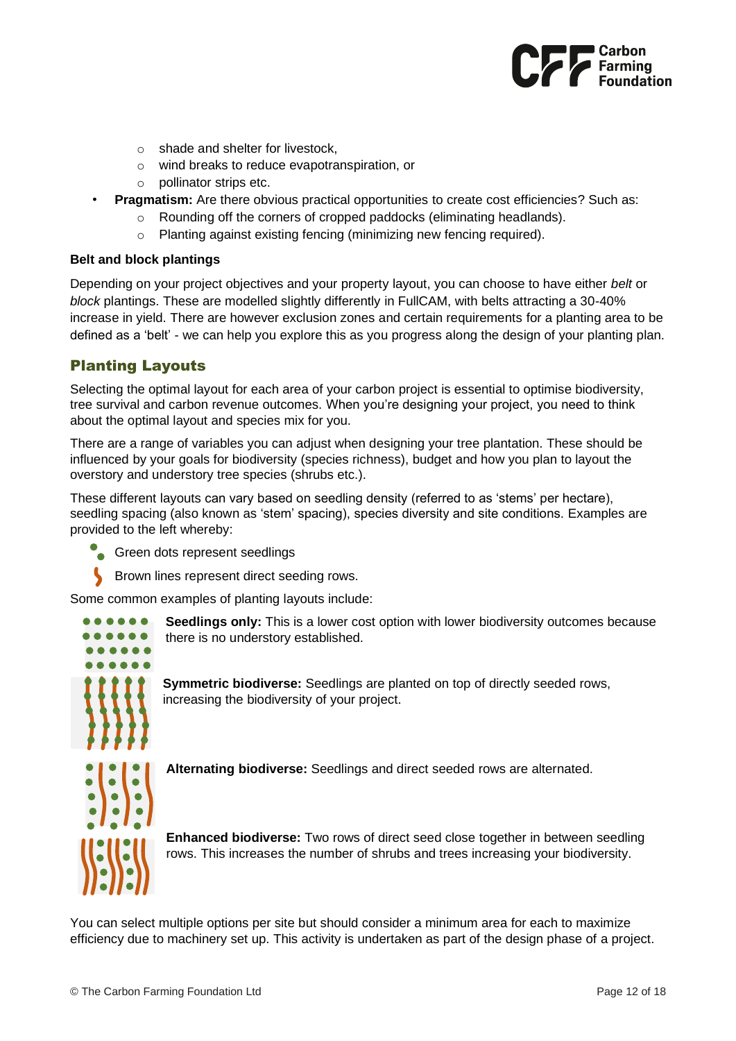- shade and shelter for livestock,
    - wind breaks to reduce evapotranspiration, or
    - pollinator strips etc.
- **Pragmatism:** Are there obvious practical opportunities to create cost efficiencies? Such as:
    - Rounding off the corners of cropped paddocks (eliminating headlands).
    - Planting against existing fencing (minimizing new fencing required).

**Belt and block plantings**

Depending on your project objectives and your property layout, you can choose to have either *belt* or *block* plantings. These are modelled slightly differently in FullCAM, with belts attracting a 30-40% increase in yield. There are however exclusion zones and certain requirements for a planting area to be defined as a 'belt' - we can help you explore this as you progress along the design of your planting plan.

## Planting Layouts

Selecting the optimal layout for each area of your carbon project is essential to optimise biodiversity, tree survival and carbon revenue outcomes. When you're designing your project, you need to think about the optimal layout and species mix for you.

There are a range of variables you can adjust when designing your tree plantation. These should be influenced by your goals for biodiversity (species richness), budget and how you plan to layout the overstory and understory tree species (shrubs etc.).

These different layouts can vary based on seedling density (referred to as 'stems' per hectare), seedling spacing (also known as 'stem' spacing), species diversity and site conditions. Examples are provided to the left whereby:

- Green dots represent seedlings
- Brown lines represent direct seeding rows.

Some common examples of planting layouts include:

**Seedlings only:** This is a lower cost option with lower biodiversity outcomes because there is no understory established.

**Symmetric biodiverse:** Seedlings are planted on top of directly seeded rows, increasing the biodiversity of your project.

**Alternating biodiverse:** Seedlings and direct seeded rows are alternated.

**Enhanced biodiverse:** Two rows of direct seed close together in between seedling rows. This increases the number of shrubs and trees increasing your biodiversity.

You can select multiple options per site but should consider a minimum area for each to maximize efficiency due to machinery set up. This activity is undertaken as part of the design phase of a project.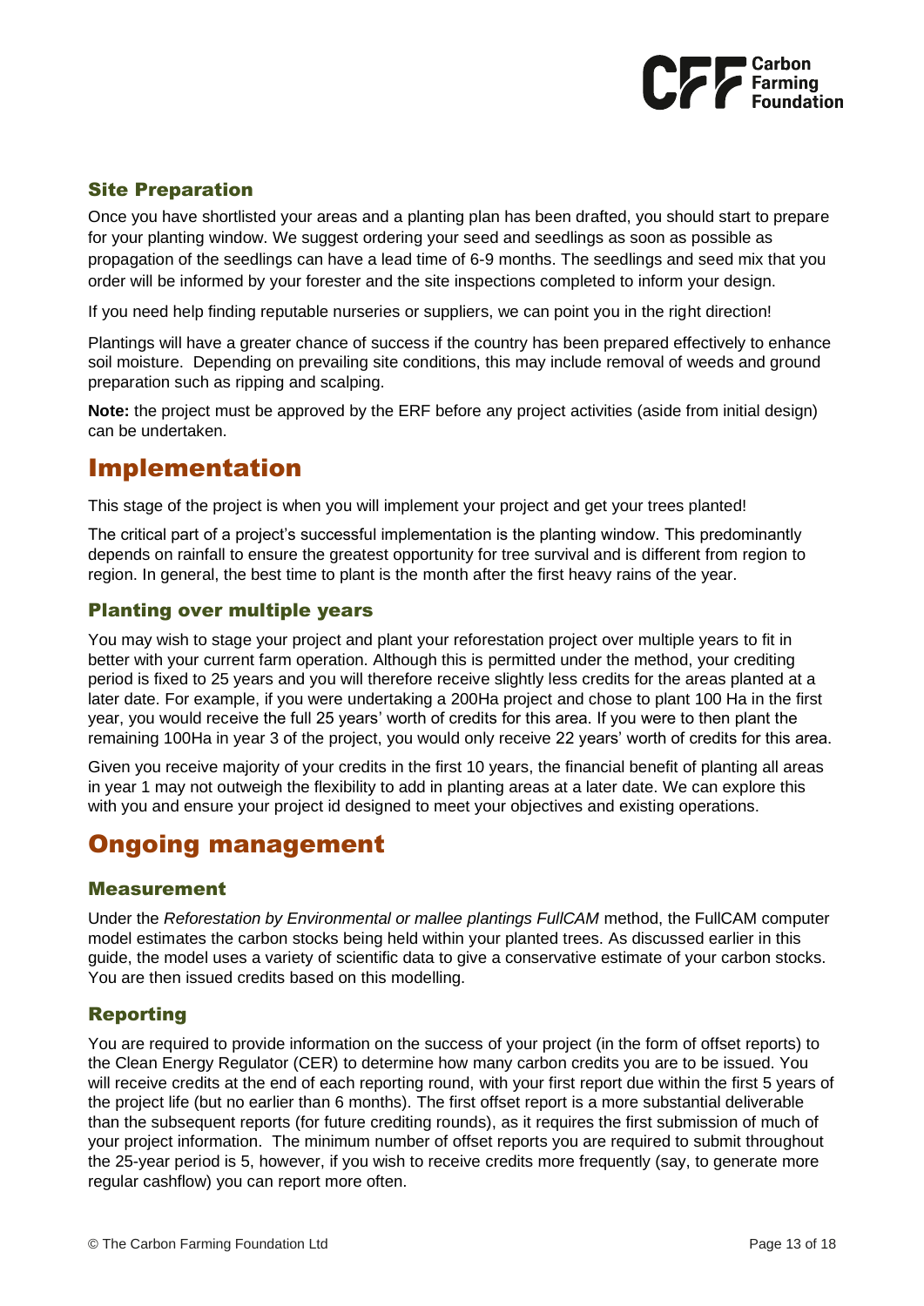## Site Preparation

Once you have shortlisted your areas and a planting plan has been drafted, you should start to prepare for your planting window. We suggest ordering your seed and seedlings as soon as possible as propagation of the seedlings can have a lead time of 6-9 months. The seedlings and seed mix that you order will be informed by your forester and the site inspections completed to inform your design.

If you need help finding reputable nurseries or suppliers, we can point you in the right direction!

Plantings will have a greater chance of success if the country has been prepared effectively to enhance soil moisture. Depending on prevailing site conditions, this may include removal of weeds and ground preparation such as ripping and scalping.

**Note:** the project must be approved by the ERF before any project activities (aside from initial design) can be undertaken.

# Implementation

This stage of the project is when you will implement your project and get your trees planted!

The critical part of a project's successful implementation is the planting window. This predominantly depends on rainfall to ensure the greatest opportunity for tree survival and is different from region to region. In general, the best time to plant is the month after the first heavy rains of the year.

## Planting over multiple years

You may wish to stage your project and plant your reforestation project over multiple years to fit in better with your current farm operation. Although this is permitted under the method, your crediting period is fixed to 25 years and you will therefore receive slightly less credits for the areas planted at a later date. For example, if you were undertaking a 200Ha project and chose to plant 100 Ha in the first year, you would receive the full 25 years' worth of credits for this area. If you were to then plant the remaining 100Ha in year 3 of the project, you would only receive 22 years' worth of credits for this area.

Given you receive majority of your credits in the first 10 years, the financial benefit of planting all areas in year 1 may not outweigh the flexibility to add in planting areas at a later date. We can explore this with you and ensure your project id designed to meet your objectives and existing operations.

# Ongoing management

## Measurement

Under the *Reforestation by Environmental or mallee plantings FullCAM* method, the FullCAM computer model estimates the carbon stocks being held within your planted trees. As discussed earlier in this guide, the model uses a variety of scientific data to give a conservative estimate of your carbon stocks. You are then issued credits based on this modelling.

## Reporting

You are required to provide information on the success of your project (in the form of offset reports) to the Clean Energy Regulator (CER) to determine how many carbon credits you are to be issued. You will receive credits at the end of each reporting round, with your first report due within the first 5 years of the project life (but no earlier than 6 months). The first offset report is a more substantial deliverable than the subsequent reports (for future crediting rounds), as it requires the first submission of much of your project information. The minimum number of offset reports you are required to submit throughout the 25-year period is 5, however, if you wish to receive credits more frequently (say, to generate more regular cashflow) you can report more often.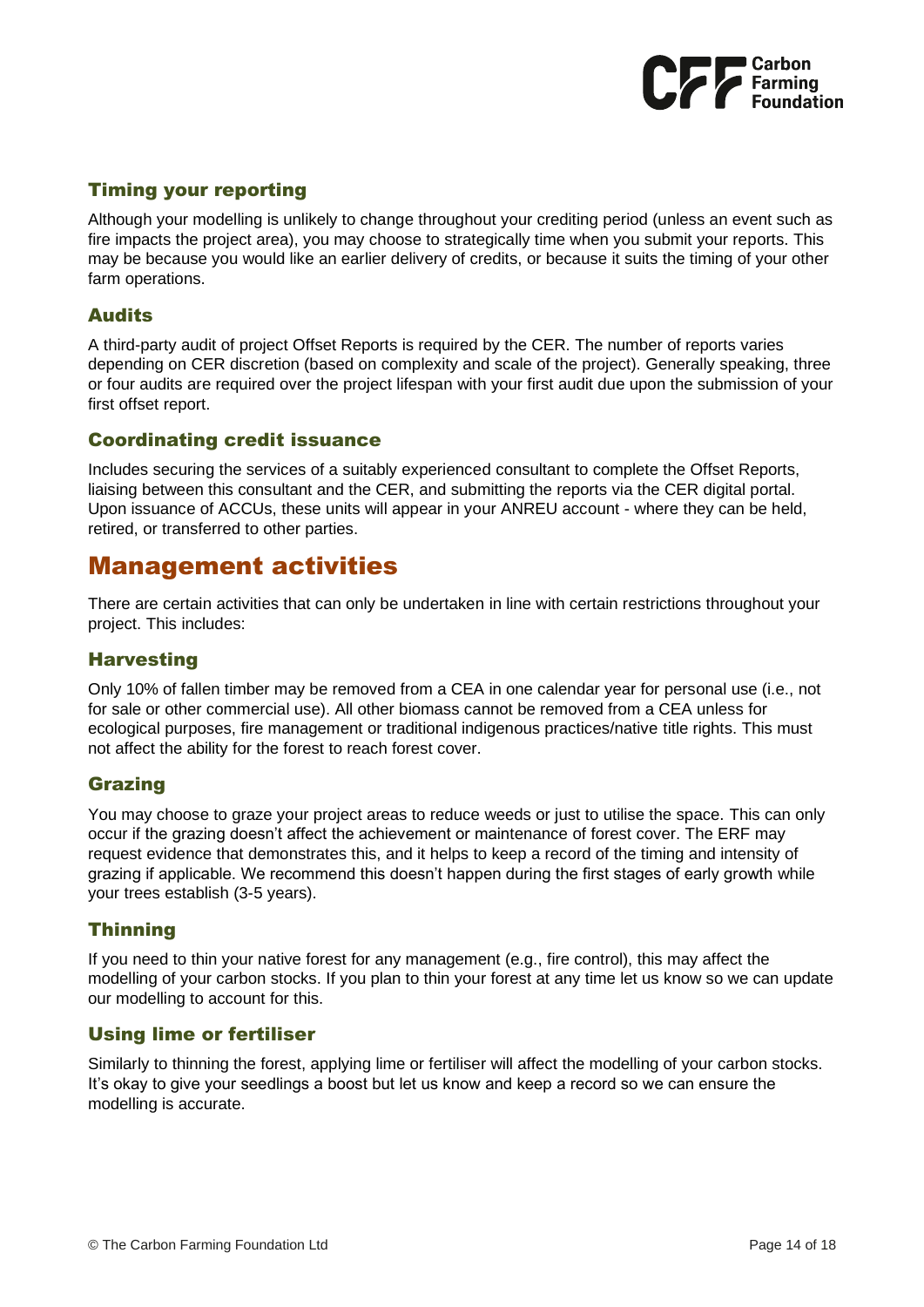### Timing your reporting

Although your modelling is unlikely to change throughout your crediting period (unless an event such as fire impacts the project area), you may choose to strategically time when you submit your reports. This may be because you would like an earlier delivery of credits, or because it suits the timing of your other farm operations.

### Audits

A third-party audit of project Offset Reports is required by the CER. The number of reports varies depending on CER discretion (based on complexity and scale of the project). Generally speaking, three or four audits are required over the project lifespan with your first audit due upon the submission of your first offset report.

### Coordinating credit issuance

Includes securing the services of a suitably experienced consultant to complete the Offset Reports, liaising between this consultant and the CER, and submitting the reports via the CER digital portal. Upon issuance of ACCUs, these units will appear in your ANREU account - where they can be held, retired, or transferred to other parties.

## Management activities

There are certain activities that can only be undertaken in line with certain restrictions throughout your project. This includes:

### Harvesting

Only 10% of fallen timber may be removed from a CEA in one calendar year for personal use (i.e., not for sale or other commercial use). All other biomass cannot be removed from a CEA unless for ecological purposes, fire management or traditional indigenous practices/native title rights. This must not affect the ability for the forest to reach forest cover.

### Grazing

You may choose to graze your project areas to reduce weeds or just to utilise the space. This can only occur if the grazing doesn't affect the achievement or maintenance of forest cover. The ERF may request evidence that demonstrates this, and it helps to keep a record of the timing and intensity of grazing if applicable. We recommend this doesn't happen during the first stages of early growth while your trees establish (3-5 years).

### Thinning

If you need to thin your native forest for any management (e.g., fire control), this may affect the modelling of your carbon stocks. If you plan to thin your forest at any time let us know so we can update our modelling to account for this.

### Using lime or fertiliser

Similarly to thinning the forest, applying lime or fertiliser will affect the modelling of your carbon stocks. It's okay to give your seedlings a boost but let us know and keep a record so we can ensure the modelling is accurate.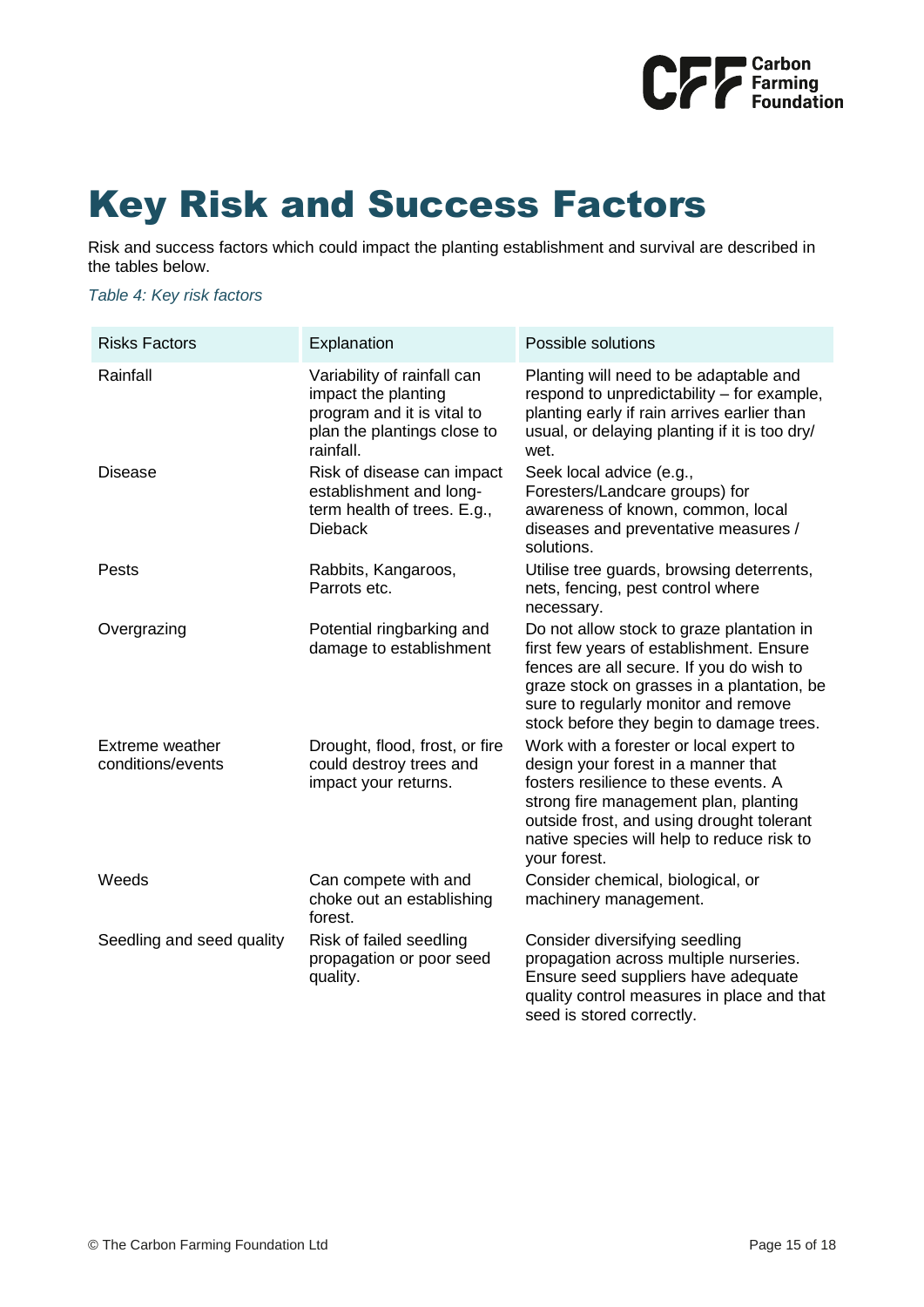# Key Risk and Success Factors

Risk and success factors which could impact the planting establishment and survival are described in the tables below.

*Table 4: Key risk factors*

| Risks Factors | Explanation | Possible solutions |
|---|---|---|
| Rainfall | Variability of rainfall can impact the planting program and it is vital to plan the plantings close to rainfall. | Planting will need to be adaptable and respond to unpredictability – for example, planting early if rain arrives earlier than usual, or delaying planting if it is too dry/ wet. |
| Disease | Risk of disease can impact establishment and long-term health of trees. E.g., Dieback | Seek local advice (e.g., Foresters/Landcare groups) for awareness of known, common, local diseases and preventative measures / solutions. |
| Pests | Rabbits, Kangaroos, Parrots etc. | Utilise tree guards, browsing deterrents, nets, fencing, pest control where necessary. |
| Overgrazing | Potential ringbarking and damage to establishment | Do not allow stock to graze plantation in first few years of establishment. Ensure fences are all secure. If you do wish to graze stock on grasses in a plantation, be sure to regularly monitor and remove stock before they begin to damage trees. |
| Extreme weather conditions/events | Drought, flood, frost, or fire could destroy trees and impact your returns. | Work with a forester or local expert to design your forest in a manner that fosters resilience to these events. A strong fire management plan, planting outside frost, and using drought tolerant native species will help to reduce risk to your forest. |
| Weeds | Can compete with and choke out an establishing forest. | Consider chemical, biological, or machinery management. |
| Seedling and seed quality | Risk of failed seedling propagation or poor seed quality. | Consider diversifying seedling propagation across multiple nurseries. Ensure seed suppliers have adequate quality control measures in place and that seed is stored correctly. |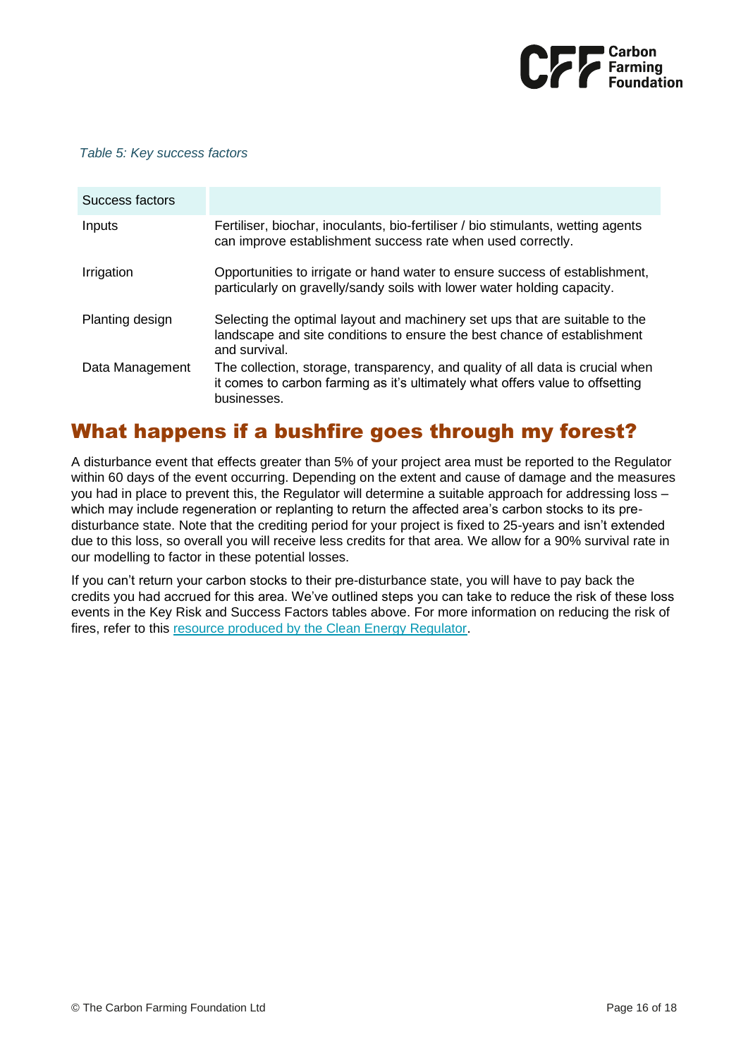*Table 5: Key success factors*

| Success factors | |
|---|---|
| Inputs | Fertiliser, biochar, inoculants, bio-fertiliser / bio stimulants, wetting agents can improve establishment success rate when used correctly. |
| Irrigation | Opportunities to irrigate or hand water to ensure success of establishment, particularly on gravelly/sandy soils with lower water holding capacity. |
| Planting design | Selecting the optimal layout and machinery set ups that are suitable to the landscape and site conditions to ensure the best chance of establishment and survival. |
| Data Management | The collection, storage, transparency, and quality of all data is crucial when it comes to carbon farming as it's ultimately what offers value to offsetting businesses. |

## What happens if a bushfire goes through my forest?

A disturbance event that effects greater than 5% of your project area must be reported to the Regulator within 60 days of the event occurring. Depending on the extent and cause of damage and the measures you had in place to prevent this, the Regulator will determine a suitable approach for addressing loss – which may include regeneration or replanting to return the affected area's carbon stocks to its pre-disturbance state. Note that the crediting period for your project is fixed to 25-years and isn't extended due to this loss, so overall you will receive less credits for that area. We allow for a 90% survival rate in our modelling to factor in these potential losses.

If you can't return your carbon stocks to their pre-disturbance state, you will have to pay back the credits you had accrued for this area. We've outlined steps you can take to reduce the risk of these loss events in the Key Risk and Success Factors tables above. For more information on reducing the risk of fires, refer to this resource produced by the Clean Energy Regulator.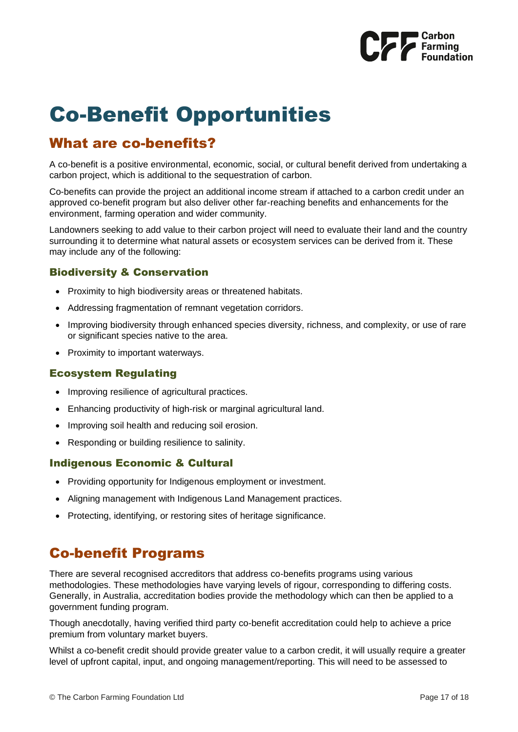# Co-Benefit Opportunities

## What are co-benefits?

A co-benefit is a positive environmental, economic, social, or cultural benefit derived from undertaking a carbon project, which is additional to the sequestration of carbon.

Co-benefits can provide the project an additional income stream if attached to a carbon credit under an approved co-benefit program but also deliver other far-reaching benefits and enhancements for the environment, farming operation and wider community.

Landowners seeking to add value to their carbon project will need to evaluate their land and the country surrounding it to determine what natural assets or ecosystem services can be derived from it. These may include any of the following:

### Biodiversity & Conservation

- Proximity to high biodiversity areas or threatened habitats.
- Addressing fragmentation of remnant vegetation corridors.
- Improving biodiversity through enhanced species diversity, richness, and complexity, or use of rare or significant species native to the area.
- Proximity to important waterways.

### Ecosystem Regulating

- Improving resilience of agricultural practices.
- Enhancing productivity of high-risk or marginal agricultural land.
- Improving soil health and reducing soil erosion.
- Responding or building resilience to salinity.

### Indigenous Economic & Cultural

- Providing opportunity for Indigenous employment or investment.
- Aligning management with Indigenous Land Management practices.
- Protecting, identifying, or restoring sites of heritage significance.

## Co-benefit Programs

There are several recognised accreditors that address co-benefits programs using various methodologies. These methodologies have varying levels of rigour, corresponding to differing costs. Generally, in Australia, accreditation bodies provide the methodology which can then be applied to a government funding program.

Though anecdotally, having verified third party co-benefit accreditation could help to achieve a price premium from voluntary market buyers.

Whilst a co-benefit credit should provide greater value to a carbon credit, it will usually require a greater level of upfront capital, input, and ongoing management/reporting. This will need to be assessed to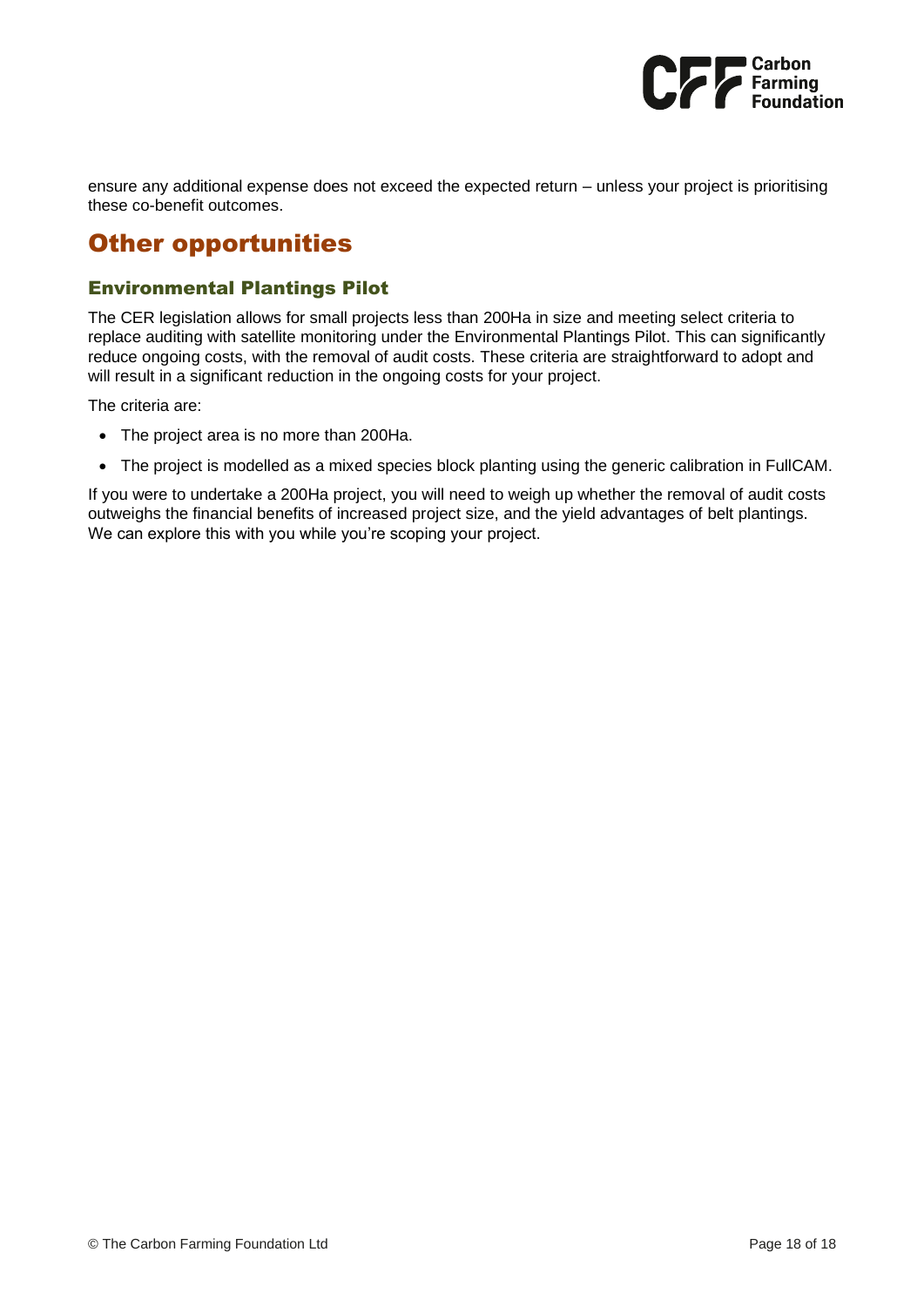ensure any additional expense does not exceed the expected return – unless your project is prioritising these co-benefit outcomes.

## Other opportunities

### Environmental Plantings Pilot

The CER legislation allows for small projects less than 200Ha in size and meeting select criteria to replace auditing with satellite monitoring under the Environmental Plantings Pilot. This can significantly reduce ongoing costs, with the removal of audit costs. These criteria are straightforward to adopt and will result in a significant reduction in the ongoing costs for your project.

The criteria are:

- The project area is no more than 200Ha.
- The project is modelled as a mixed species block planting using the generic calibration in FullCAM.

If you were to undertake a 200Ha project, you will need to weigh up whether the removal of audit costs outweighs the financial benefits of increased project size, and the yield advantages of belt plantings. We can explore this with you while you're scoping your project.